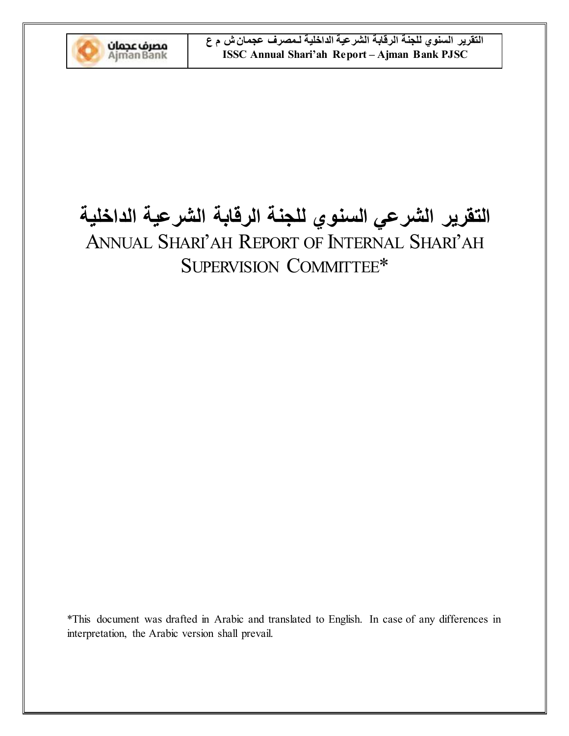# التقرير الشرعي السنوي للجنة الرقابة الشرعية الداخلية

# ANNUAL SHARI'AH REPORT OF INTERNAL SHARI'AH SUPERVISION COMMITTEE*

*This document was drafted in Arabic and translated to English. In case of any differences in interpretation, the Arabic version shall prevail.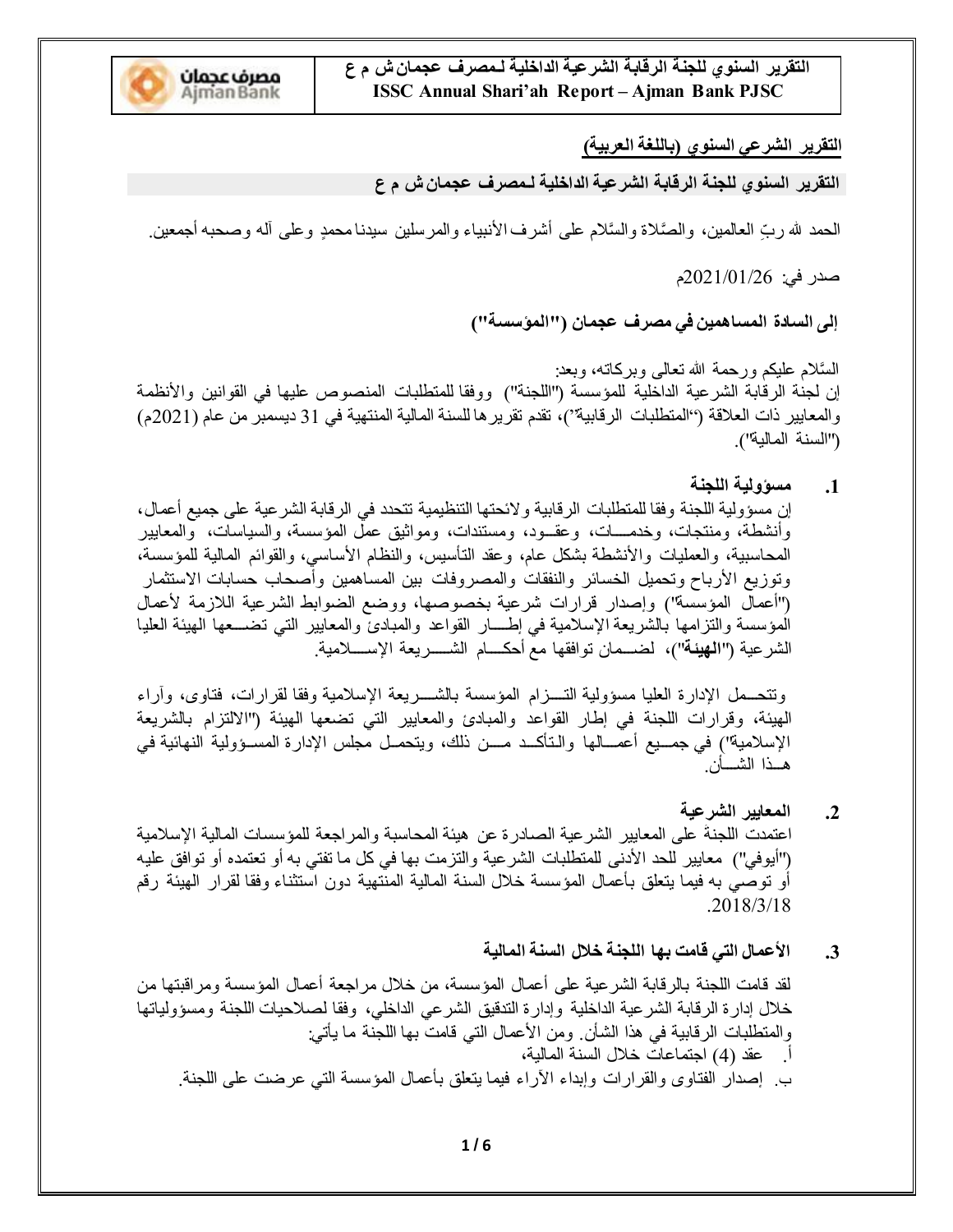## التقرير الشرعي السنوي (باللغة العربية)

### التقرير السنوي للجنة الرقابة الشرعية الداخلية لمصرف عجمان ش م ع

الحمد لله ربِّ العالمين، والصَّلاة والسَّلام على أشرف الأنبياء والمرسلين سيدنا محمدٍ وعلى آله وصحبه أجمعين.

صدر في: 2021/01/26م

**إلى السادة المساهمين في مصرف عجمان ("المؤسسة")**

السَّلام عليكم ورحمة الله تعالى وبركاته، وبعد:
إن لجنة الرقابة الشرعية الداخلية للمؤسسة ("اللجنة") ووفقا للمتطلبات المنصوص عليها في القوانين والأنظمة والمعايير ذات العلاقة ("المتطلبات الرقابية")، تقدم تقريرها للسنة المالية المنتهية في 31 ديسمبر من عام (2021م) ("السنة المالية").

**1. مسؤولية اللجنة**

إن مسؤولية اللجنة وفقا للمتطلبات الرقابية ولائحتها التنظيمية تتحدد في الرقابة الشرعية على جميع أعمال، وأنشطة، ومنتجات، وخدمات، وعقود، ومستندات، ومواثيق عمل المؤسسة، والسياسات، والمعايير المحاسبية، والعمليات والأنشطة بشكل عام، وعقد التأسيس، والنظام الأساسي، والقوائم المالية للمؤسسة، وتوزيع الأرباح وتحميل الخسائر والنفقات والمصروفات بين المساهمين وأصحاب حسابات الاستثمار ("أعمال المؤسسة") وإصدار قرارات شرعية بخصوصها، ووضع الضوابط الشرعية اللازمة لأعمال المؤسسة والتزامها بالشريعة الإسلامية في إطار القواعد والمبادئ والمعايير التي تضعها الهيئة العليا الشرعية (**"الهيئة"**)، لضمان توافقها مع أحكام الشريعة الإسلامية.

وتتحمل الإدارة العليا مسؤولية التزام المؤسسة بالشريعة الإسلامية وفقا لقرارات، فتاوى، وآراء الهيئة، وقرارات اللجنة في إطار القواعد والمبادئ والمعايير التي تضعها الهيئة ("الالتزام بالشريعة الإسلامية") في جميع أعمالها والتأكد من ذلك، ويتحمل مجلس الإدارة المسؤولية النهائية في هذا الشأن.

**2. المعايير الشرعية**

اعتمدت اللجنة على المعايير الشرعية الصادرة عن هيئة المحاسبة والمراجعة للمؤسسات المالية الإسلامية ("أيوفي") معايير للحد الأدنى للمتطلبات الشرعية والتزمت بها في كل ما تفتي به أو تعتمده أو توافق عليه أو توصي به فيما يتعلق بأعمال المؤسسة خلال السنة المالية المنتهية دون استثناء وفقا لقرار الهيئة رقم 2018/3/18.

**3. الأعمال التي قامت بها اللجنة خلال السنة المالية**

لقد قامت اللجنة بالرقابة الشرعية على أعمال المؤسسة، من خلال مراجعة أعمال المؤسسة ومراقبتها من خلال إدارة الرقابة الشرعية الداخلية وإدارة التدقيق الشرعي الداخلي، وفقا لصلاحيات اللجنة ومسؤولياتها والمتطلبات الرقابية في هذا الشأن. ومن الأعمال التي قامت بها اللجنة ما يأتي:

أ. عقد (4) اجتماعات خلال السنة المالية،

ب. إصدار الفتاوى والقرارات وإبداء الآراء فيما يتعلق بأعمال المؤسسة التي عرضت على اللجنة.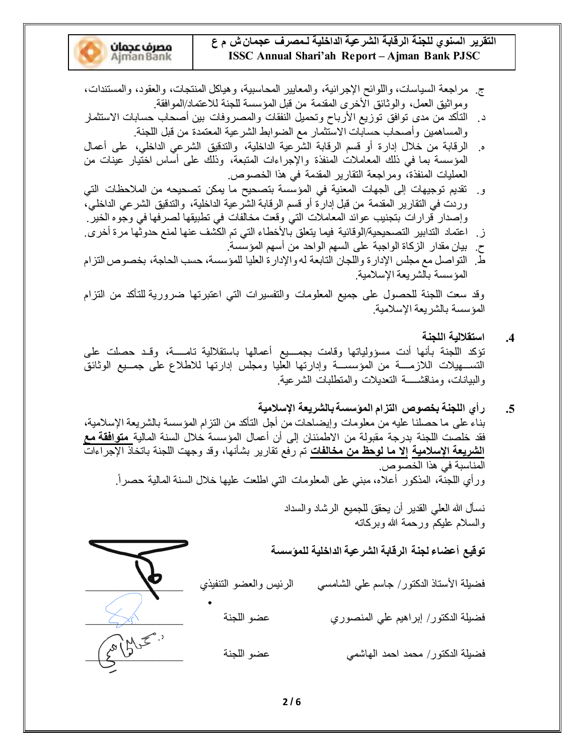ج. مراجعة السياسات، واللوائح الإجرائية، والمعايير المحاسبية، وهياكل المنتجات، والعقود، والمستندات، ومواثيق العمل، والوثائق الأخرى المقدمة من قبل المؤسسة للجنة للاعتماد/الموافقة.

د. التأكد من مدى توافق توزيع الأرباح وتحميل النفقات والمصروفات بين أصحاب حسابات الاستثمار والمساهمين وأصحاب حسابات الاستثمار مع الضوابط الشرعية المعتمدة من قبل اللجنة.

ه. الرقابة من خلال إدارة أو قسم الرقابة الشرعية الداخلية، والتدقيق الشرعي الداخلي، على أعمال المؤسسة بما في ذلك المعاملات المنفذة والإجراءات المتبعة، وذلك على أساس اختيار عينات من العمليات المنفذة، ومراجعة التقارير المقدمة في هذا الخصوص.

و. تقديم توجيهات إلى الجهات المعنية في المؤسسة بتصحيح ما يمكن تصحيحه من الملاحظات التي وردت في التقارير المقدمة من قبل إدارة أو قسم الرقابة الشرعية الداخلية، والتدقيق الشرعي الداخلي، وإصدار قرارات بتجنيب عوائد المعاملات التي وقعت مخالفات في تطبيقها لصرفها في وجوه الخير.

ز. اعتماد التدابير التصحيحية/الوقائية فيما يتعلق بالأخطاء التي تم الكشف عنها لمنع حدوثها مرة أخرى.

ح. بيان مقدار الزكاة الواجبة على السهم الواحد من أسهم المؤسسة.

ط. التواصل مع مجلس الإدارة واللجان التابعة له والإدارة العليا للمؤسسة، حسب الحاجة، بخصوص التزام المؤسسة بالشريعة الإسلامية.

وقد سعت اللجنة للحصول على جميع المعلومات والتفسيرات التي اعتبرتها ضرورية للتأكد من التزام المؤسسة بالشريعة الإسلامية.

## 4. استقلالية اللجنة

تؤكد اللجنة بأنها أدت مسؤولياتها وقامت بجميع أعمالها باستقلالية تامة، وقد حصلت على التسهيلات اللازمة من المؤسسة وإدارتها العليا ومجلس إدارتها للاطلاع على جميع الوثائق والبيانات، ومناقشة التعديلات والمتطلبات الشرعية.

## 5. رأي اللجنة بخصوص التزام المؤسسة بالشريعة الإسلامية

بناء على ما حصلنا عليه من معلومات وإيضاحات من أجل التأكد من التزام المؤسسة بالشريعة الإسلامية، فقد خلصت اللجنة بدرجة مقبولة من الاطمئنان إلى أن أعمال المؤسسة خلال السنة المالية **متوافقة مع الشريعة الإسلامية إلا ما لوحظ من مخالفات** تم رفع تقارير بشأنها، وقد وجهت اللجنة باتخاذ الإجراءات المناسبة في هذا الخصوص.

ورأي اللجنة، المذكور أعلاه، مبني على المعلومات التي اطلعت عليها خلال السنة المالية حصراً.

نسأل الله العلي القدير أن يحقق للجميع الرشاد والسداد

والسلام عليكم ورحمة الله وبركاته

**توقيع أعضاء لجنة الرقابة الشرعية الداخلية للمؤسسة**

| | | |
|---|---|---|
| فضيلة الأستاذ الدكتور/ جاسم علي الشامسي | الرئيس والعضو التنفيذي | ________ |
| فضيلة الدكتور/ إبراهيم علي المنصوري | عضو اللجنة | ________ |
| فضيلة الدكتور/ محمد احمد الهاشمي | عضو اللجنة | ________ |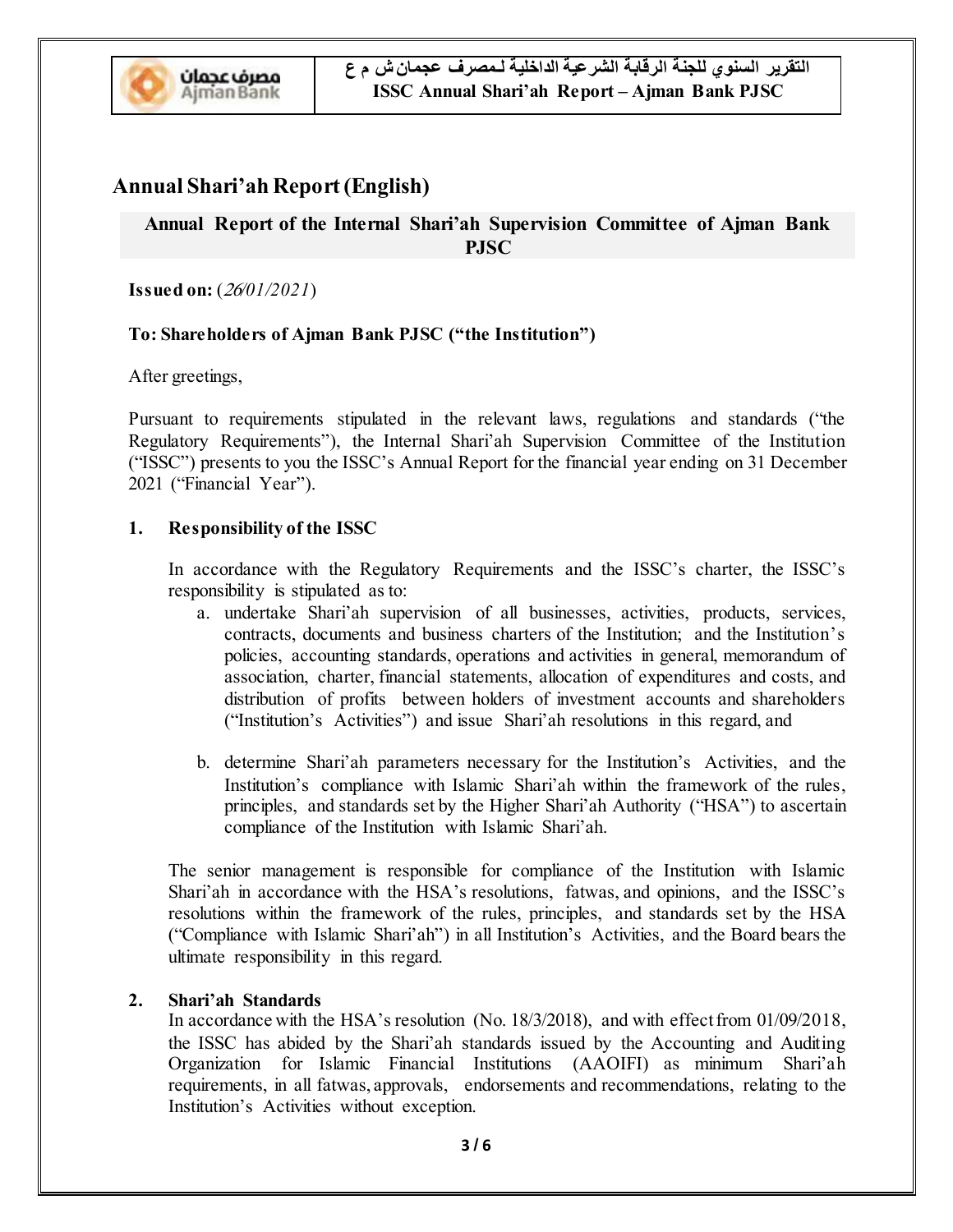## Annual Shari'ah Report (English)

**Annual Report of the Internal Shari'ah Supervision Committee of Ajman Bank PJSC**

**Issued on:** (*26/01/2021*)

**To: Shareholders of Ajman Bank PJSC ("the Institution")**

After greetings,

Pursuant to requirements stipulated in the relevant laws, regulations and standards ("the Regulatory Requirements"), the Internal Shari'ah Supervision Committee of the Institution ("ISSC") presents to you the ISSC's Annual Report for the financial year ending on 31 December 2021 ("Financial Year").

### 1. Responsibility of the ISSC

In accordance with the Regulatory Requirements and the ISSC's charter, the ISSC's responsibility is stipulated as to:

a. undertake Shari'ah supervision of all businesses, activities, products, services, contracts, documents and business charters of the Institution; and the Institution's policies, accounting standards, operations and activities in general, memorandum of association, charter, financial statements, allocation of expenditures and costs, and distribution of profits between holders of investment accounts and shareholders ("Institution's Activities") and issue Shari'ah resolutions in this regard, and

b. determine Shari'ah parameters necessary for the Institution's Activities, and the Institution's compliance with Islamic Shari'ah within the framework of the rules, principles, and standards set by the Higher Shari'ah Authority ("HSA") to ascertain compliance of the Institution with Islamic Shari'ah.

The senior management is responsible for compliance of the Institution with Islamic Shari'ah in accordance with the HSA's resolutions, fatwas, and opinions, and the ISSC's resolutions within the framework of the rules, principles, and standards set by the HSA ("Compliance with Islamic Shari'ah") in all Institution's Activities, and the Board bears the ultimate responsibility in this regard.

### 2. Shari'ah Standards

In accordance with the HSA's resolution (No. 18/3/2018), and with effect from 01/09/2018, the ISSC has abided by the Shari'ah standards issued by the Accounting and Auditing Organization for Islamic Financial Institutions (AAOIFI) as minimum Shari'ah requirements, in all fatwas, approvals, endorsements and recommendations, relating to the Institution's Activities without exception.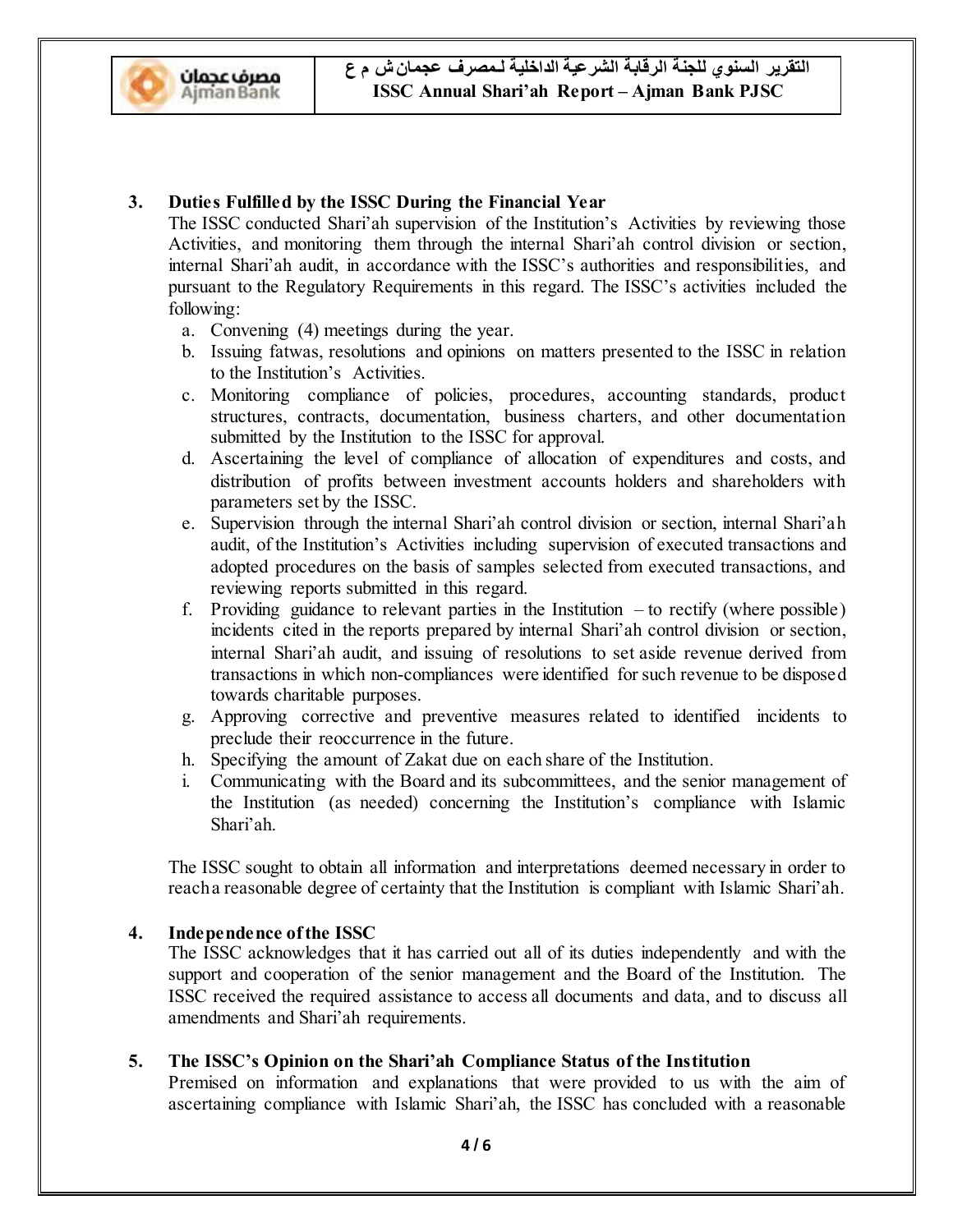## 3. Duties Fulfilled by the ISSC During the Financial Year

The ISSC conducted Shari'ah supervision of the Institution's Activities by reviewing those Activities, and monitoring them through the internal Shari'ah control division or section, internal Shari'ah audit, in accordance with the ISSC's authorities and responsibilities, and pursuant to the Regulatory Requirements in this regard. The ISSC's activities included the following:

a. Convening (4) meetings during the year.
b. Issuing fatwas, resolutions and opinions on matters presented to the ISSC in relation to the Institution's Activities.
c. Monitoring compliance of policies, procedures, accounting standards, product structures, contracts, documentation, business charters, and other documentation submitted by the Institution to the ISSC for approval.
d. Ascertaining the level of compliance of allocation of expenditures and costs, and distribution of profits between investment accounts holders and shareholders with parameters set by the ISSC.
e. Supervision through the internal Shari'ah control division or section, internal Shari'ah audit, of the Institution's Activities including supervision of executed transactions and adopted procedures on the basis of samples selected from executed transactions, and reviewing reports submitted in this regard.
f. Providing guidance to relevant parties in the Institution – to rectify (where possible) incidents cited in the reports prepared by internal Shari'ah control division or section, internal Shari'ah audit, and issuing of resolutions to set aside revenue derived from transactions in which non-compliances were identified for such revenue to be disposed towards charitable purposes.
g. Approving corrective and preventive measures related to identified incidents to preclude their reoccurrence in the future.
h. Specifying the amount of Zakat due on each share of the Institution.
i. Communicating with the Board and its subcommittees, and the senior management of the Institution (as needed) concerning the Institution's compliance with Islamic Shari'ah.

The ISSC sought to obtain all information and interpretations deemed necessary in order to reach a reasonable degree of certainty that the Institution is compliant with Islamic Shari'ah.

## 4. Independence of the ISSC

The ISSC acknowledges that it has carried out all of its duties independently and with the support and cooperation of the senior management and the Board of the Institution. The ISSC received the required assistance to access all documents and data, and to discuss all amendments and Shari'ah requirements.

## 5. The ISSC's Opinion on the Shari'ah Compliance Status of the Institution

Premised on information and explanations that were provided to us with the aim of ascertaining compliance with Islamic Shari'ah, the ISSC has concluded with a reasonable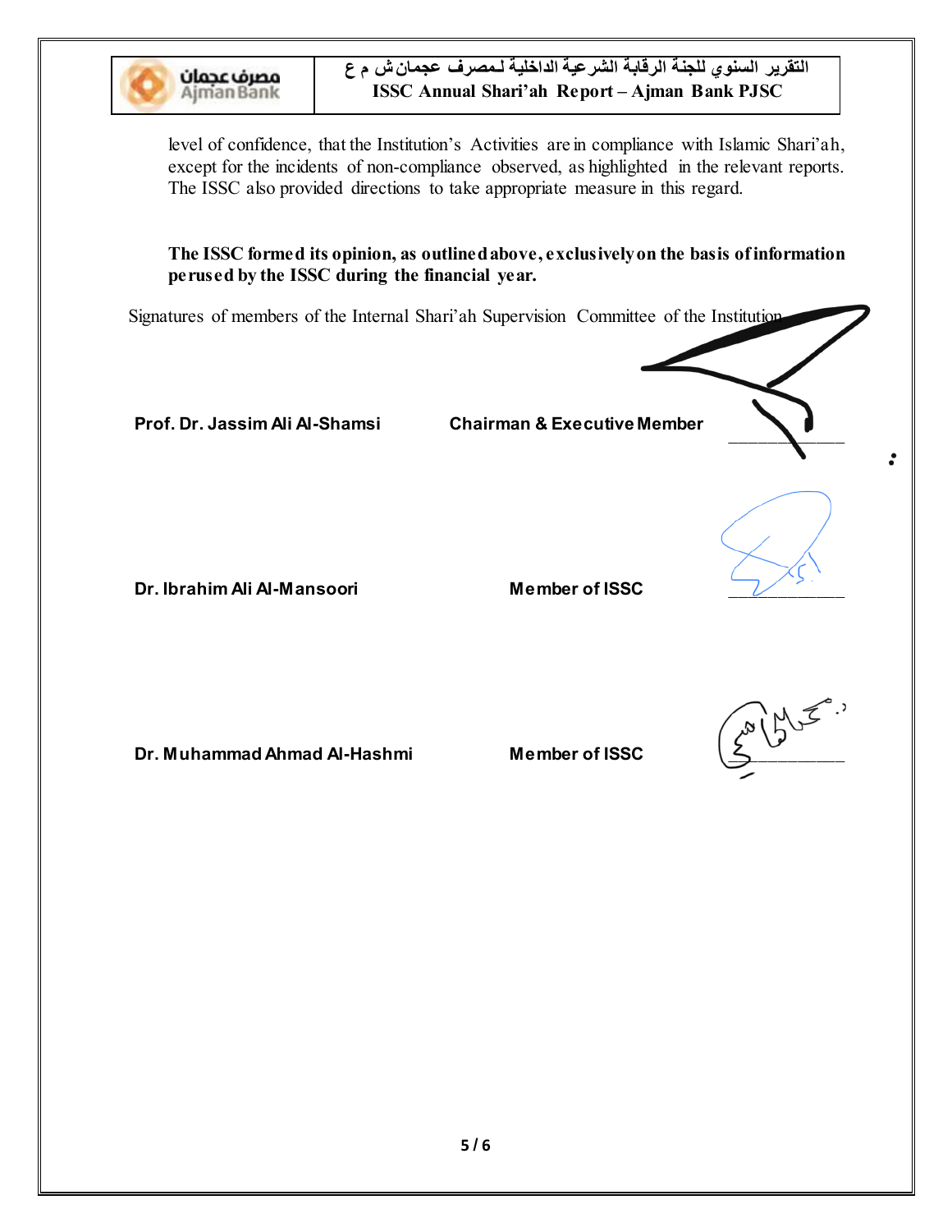level of confidence, that the Institution's Activities are in compliance with Islamic Shari'ah, except for the incidents of non-compliance observed, as highlighted in the relevant reports. The ISSC also provided directions to take appropriate measure in this regard.

**The ISSC formed its opinion, as outlined above, exclusively on the basis of information perused by the ISSC during the financial year.**

Signatures of members of the Internal Shari'ah Supervision Committee of the Institution:

| | | |
|---|---|---|
| **Prof. Dr. Jassim Ali Al-Shamsi** | **Chairman & Executive Member** | ____________ |
| **Dr. Ibrahim Ali Al-Mansoori** | **Member of ISSC** | ____________ |
| **Dr. Muhammad Ahmad Al-Hashmi** | **Member of ISSC** | ____________ |